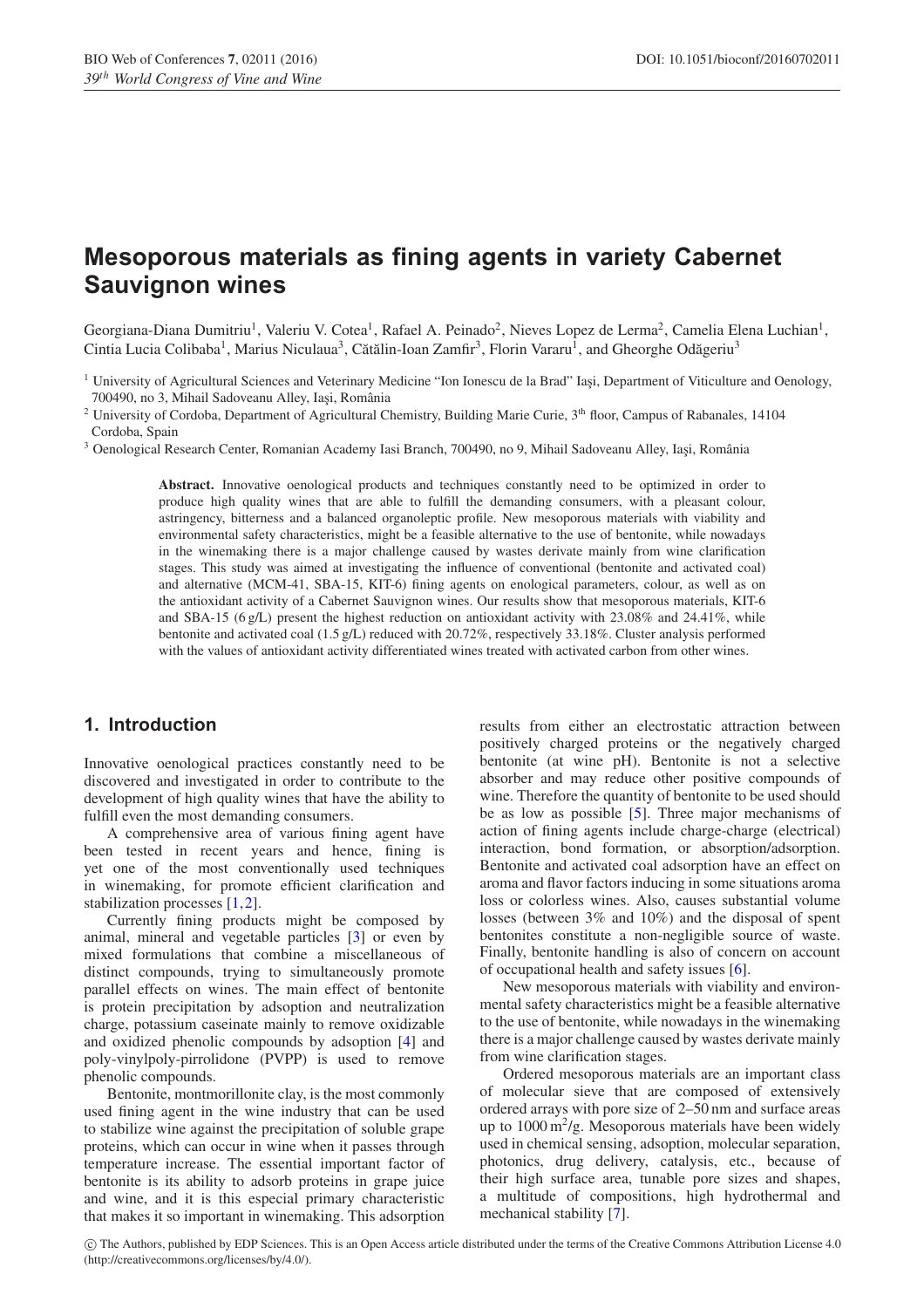# Mesoporous materials as fining agents in variety Cabernet Sauvignon wines

Georgiana-Diana Dumitriu[1], Valeriu V. Cotea[1], Rafael A. Peinado[2], Nieves Lopez de Lerma[2], Camelia Elena Luchian[1], Cintia Lucia Colibaba[1], Marius Niculaua[3], Cătălin-Ioan Zamfir[3], Florin Vararu[1], and Gheorghe Odăgeriu[3]

[1] University of Agricultural Sciences and Veterinary Medicine "Ion Ionescu de la Brad" Iaşi, Department of Viticulture and Oenology, 700490, no 3, Mihail Sadoveanu Alley, Iaşi, România

[2] University of Cordoba, Department of Agricultural Chemistry, Building Marie Curie, 3th floor, Campus of Rabanales, 14104 Cordoba, Spain

[3] Oenological Research Center, Romanian Academy Iasi Branch, 700490, no 9, Mihail Sadoveanu Alley, Iaşi, România

**Abstract.** Innovative oenological products and techniques constantly need to be optimized in order to produce high quality wines that are able to fulfill the demanding consumers, with a pleasant colour, astringency, bitterness and a balanced organoleptic profile. New mesoporous materials with viability and environmental safety characteristics, might be a feasible alternative to the use of bentonite, while nowadays in the winemaking there is a major challenge caused by wastes derivate mainly from wine clarification stages. This study was aimed at investigating the influence of conventional (bentonite and activated coal) and alternative (MCM-41, SBA-15, KIT-6) fining agents on enological parameters, colour, as well as on the antioxidant activity of a Cabernet Sauvignon wines. Our results show that mesoporous materials, KIT-6 and SBA-15 (6 g/L) present the highest reduction on antioxidant activity with 23.08% and 24.41%, while bentonite and activated coal (1.5 g/L) reduced with 20.72%, respectively 33.18%. Cluster analysis performed with the values of antioxidant activity differentiated wines treated with activated carbon from other wines.

## 1. Introduction

Innovative oenological practices constantly need to be discovered and investigated in order to contribute to the development of high quality wines that have the ability to fulfill even the most demanding consumers.

A comprehensive area of various fining agent have been tested in recent years and hence, fining is yet one of the most conventionally used techniques in winemaking, for promote efficient clarification and stabilization processes [1,2].

Currently fining products might be composed by animal, mineral and vegetable particles [3] or even by mixed formulations that combine a miscellaneous of distinct compounds, trying to simultaneously promote parallel effects on wines. The main effect of bentonite is protein precipitation by adsoption and neutralization charge, potassium caseinate mainly to remove oxidizable and oxidized phenolic compounds by adsoption [4] and poly-vinylpoly-pirrolidone (PVPP) is used to remove phenolic compounds.

Bentonite, montmorillonite clay, is the most commonly used fining agent in the wine industry that can be used to stabilize wine against the precipitation of soluble grape proteins, which can occur in wine when it passes through temperature increase. The essential important factor of bentonite is its ability to adsorb proteins in grape juice and wine, and it is this especial primary characteristic that makes it so important in winemaking. This adsorption results from either an electrostatic attraction between positively charged proteins or the negatively charged bentonite (at wine pH). Bentonite is not a selective absorber and may reduce other positive compounds of wine. Therefore the quantity of bentonite to be used should be as low as possible [5]. Three major mechanisms of action of fining agents include charge-charge (electrical) interaction, bond formation, or absorption/adsorption. Bentonite and activated coal adsorption have an effect on aroma and flavor factors inducing in some situations aroma loss or colorless wines. Also, causes substantial volume losses (between 3% and 10%) and the disposal of spent bentonites constitute a non-negligible source of waste. Finally, bentonite handling is also of concern on account of occupational health and safety issues [6].

New mesoporous materials with viability and environmental safety characteristics might be a feasible alternative to the use of bentonite, while nowadays in the winemaking there is a major challenge caused by wastes derivate mainly from wine clarification stages.

Ordered mesoporous materials are an important class of molecular sieve that are composed of extensively ordered arrays with pore size of 2–50 nm and surface areas up to 1000 $m^2/g$. Mesoporous materials have been widely used in chemical sensing, adsoption, molecular separation, photonics, drug delivery, catalysis, etc., because of their high surface area, tunable pore sizes and shapes, a multitude of compositions, high hydrothermal and mechanical stability [7].

© The Authors, published by EDP Sciences. This is an Open Access article distributed under the terms of the Creative Commons Attribution License 4.0 (http://creativecommons.org/licenses/by/4.0/).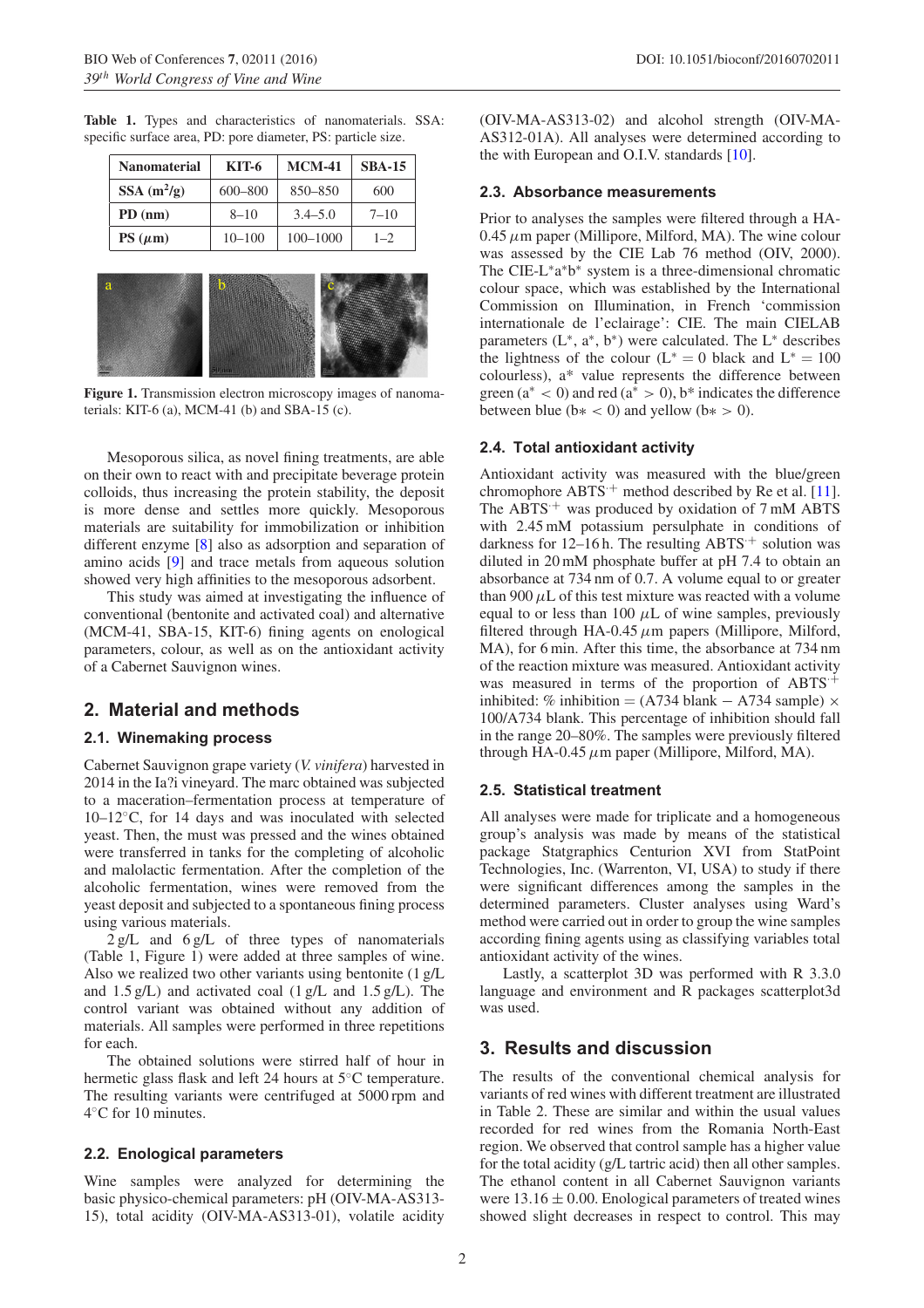**Table 1.** Types and characteristics of nanomaterials. SSA: specific surface area, PD: pore diameter, PS: particle size.

| Nanomaterial | KIT-6 | MCM-41 | SBA-15 |
|---|---|---|---|
| SSA ($m^2$/g) | 600–800 | 850–850 | 600 |
| PD (nm) | 8–10 | 3.4–5.0 | 7–10 |
| PS ($\mu$m) | 10–100 | 100–1000 | 1–2 |

**Figure 1.** Transmission electron microscopy images of nanomaterials: KIT-6 (a), MCM-41 (b) and SBA-15 (c).

Mesoporous silica, as novel fining treatments, are able on their own to react with and precipitate beverage protein colloids, thus increasing the protein stability, the deposit is more dense and settles more quickly. Mesoporous materials are suitability for immobilization or inhibition different enzyme [8] also as adsorption and separation of amino acids [9] and trace metals from aqueous solution showed very high affinities to the mesoporous adsorbent.

This study was aimed at investigating the influence of conventional (bentonite and activated coal) and alternative (MCM-41, SBA-15, KIT-6) fining agents on enological parameters, colour, as well as on the antioxidant activity of a Cabernet Sauvignon wines.

## 2. Material and methods

### 2.1. Winemaking process

Cabernet Sauvignon grape variety (*V. vinifera*) harvested in 2014 in the Ia?i vineyard. The marc obtained was subjected to a maceration–fermentation process at temperature of 10–12°C, for 14 days and was inoculated with selected yeast. Then, the must was pressed and the wines obtained were transferred in tanks for the completing of alcoholic and malolactic fermentation. After the completion of the alcoholic fermentation, wines were removed from the yeast deposit and subjected to a spontaneous fining process using various materials.

2 g/L and 6 g/L of three types of nanomaterials (Table 1, Figure 1) were added at three samples of wine. Also we realized two other variants using bentonite (1 g/L and 1.5 g/L) and activated coal (1 g/L and 1.5 g/L). The control variant was obtained without any addition of materials. All samples were performed in three repetitions for each.

The obtained solutions were stirred half of hour in hermetic glass flask and left 24 hours at 5°C temperature. The resulting variants were centrifuged at 5000 rpm and 4°C for 10 minutes.

### 2.2. Enological parameters

Wine samples were analyzed for determining the basic physico-chemical parameters: pH (OIV-MA-AS313-15), total acidity (OIV-MA-AS313-01), volatile acidity (OIV-MA-AS313-02) and alcohol strength (OIV-MA-AS312-01A). All analyses were determined according to the with European and O.I.V. standards [10].

### 2.3. Absorbance measurements

Prior to analyses the samples were filtered through a HA-0.45 $\mu$m paper (Millipore, Milford, MA). The wine colour was assessed by the CIE Lab 76 method (OIV, 2000). The CIE-L*a*b* system is a three-dimensional chromatic colour space, which was established by the International Commission on Illumination, in French 'commission internationale de l'eclairage': CIE. The main CIELAB parameters ($L^*$, $a^*$, $b^*$) were calculated. The $L^*$ describes the lightness of the colour ($L^* = 0$ black and $L^* = 100$ colourless), a* value represents the difference between green ($a^* < 0$) and red ($a^* > 0$), b* indicates the difference between blue ($b* < 0$) and yellow ($b* > 0$).

### 2.4. Total antioxidant activity

Antioxidant activity was measured with the blue/green chromophore $ABTS^{\cdot+}$ method described by Re et al. [11]. The $ABTS^{\cdot+}$ was produced by oxidation of 7 mM ABTS with 2.45 mM potassium persulphate in conditions of darkness for 12–16 h. The resulting $ABTS^{\cdot+}$ solution was diluted in 20 mM phosphate buffer at pH 7.4 to obtain an absorbance at 734 nm of 0.7. A volume equal to or greater than 900 $\mu$L of this test mixture was reacted with a volume equal to or less than 100 $\mu$L of wine samples, previously filtered through HA-0.45 $\mu$m papers (Millipore, Milford, MA), for 6 min. After this time, the absorbance at 734 nm of the reaction mixture was measured. Antioxidant activity was measured in terms of the proportion of $ABTS^{\cdot+}$ inhibited: % inhibition = (A734 blank − A734 sample) × 100/A734 blank. This percentage of inhibition should fall in the range 20–80%. The samples were previously filtered through HA-0.45 $\mu$m paper (Millipore, Milford, MA).

### 2.5. Statistical treatment

All analyses were made for triplicate and a homogeneous group's analysis was made by means of the statistical package Statgraphics Centurion XVI from StatPoint Technologies, Inc. (Warrenton, VI, USA) to study if there were significant differences among the samples in the determined parameters. Cluster analyses using Ward's method were carried out in order to group the wine samples according fining agents using as classifying variables total antioxidant activity of the wines.

Lastly, a scatterplot 3D was performed with R 3.3.0 language and environment and R packages scatterplot3d was used.

## 3. Results and discussion

The results of the conventional chemical analysis for variants of red wines with different treatment are illustrated in Table 2. These are similar and within the usual values recorded for red wines from the Romania North-East region. We observed that control sample has a higher value for the total acidity (g/L tartric acid) then all other samples. The ethanol content in all Cabernet Sauvignon variants were 13.16 ± 0.00. Ecological parameters of treated wines showed slight decreases in respect to control. This may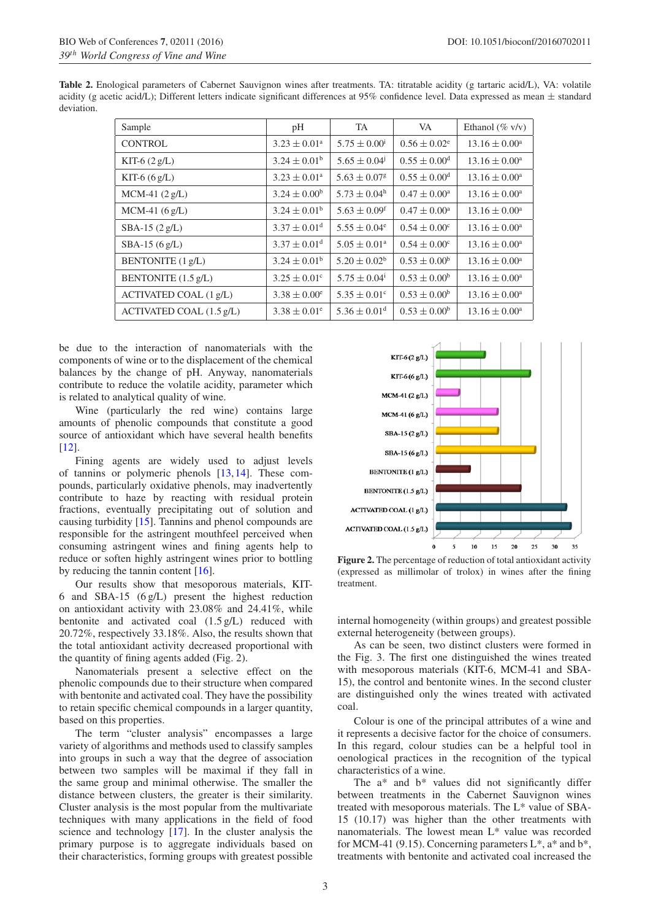**Table 2.** Enological parameters of Cabernet Sauvignon wines after treatments. TA: titratable acidity (g tartaric acid/L), VA: volatile acidity (g acetic acid/L); Different letters indicate significant differences at 95% confidence level. Data expressed as mean ± standard deviation.

| Sample | pH | TA | VA | Ethanol (% v/v) |
|---|---|---|---|---|
| CONTROL | $3.23 \pm 0.01^{a}$ | $5.75 \pm 0.00^{i}$ | $0.56 \pm 0.02^{e}$ | $13.16 \pm 0.00^{a}$ |
| KIT-6 (2 g/L) | $3.24 \pm 0.01^{b}$ | $5.65 \pm 0.04^{j}$ | $0.55 \pm 0.00^{d}$ | $13.16 \pm 0.00^{a}$ |
| KIT-6 (6 g/L) | $3.23 \pm 0.01^{a}$ | $5.63 \pm 0.07^{g}$ | $0.55 \pm 0.00^{d}$ | $13.16 \pm 0.00^{a}$ |
| MCM-41 (2 g/L) | $3.24 \pm 0.00^{b}$ | $5.73 \pm 0.04^{h}$ | $0.47 \pm 0.00^{a}$ | $13.16 \pm 0.00^{a}$ |
| MCM-41 (6 g/L) | $3.24 \pm 0.01^{b}$ | $5.63 \pm 0.09^{f}$ | $0.47 \pm 0.00^{a}$ | $13.16 \pm 0.00^{a}$ |
| SBA-15 (2 g/L) | $3.37 \pm 0.01^{d}$ | $5.55 \pm 0.04^{e}$ | $0.54 \pm 0.00^{c}$ | $13.16 \pm 0.00^{a}$ |
| SBA-15 (6 g/L) | $3.37 \pm 0.01^{d}$ | $5.05 \pm 0.01^{a}$ | $0.54 \pm 0.00^{c}$ | $13.16 \pm 0.00^{a}$ |
| BENTONITE (1 g/L) | $3.24 \pm 0.01^{b}$ | $5.20 \pm 0.02^{b}$ | $0.53 \pm 0.00^{b}$ | $13.16 \pm 0.00^{a}$ |
| BENTONITE (1.5 g/L) | $3.25 \pm 0.01^{c}$ | $5.75 \pm 0.04^{i}$ | $0.53 \pm 0.00^{b}$ | $13.16 \pm 0.00^{a}$ |
| ACTIVATED COAL (1 g/L) | $3.38 \pm 0.00^{e}$ | $5.35 \pm 0.01^{c}$ | $0.53 \pm 0.00^{b}$ | $13.16 \pm 0.00^{a}$ |
| ACTIVATED COAL (1.5 g/L) | $3.38 \pm 0.01^{e}$ | $5.36 \pm 0.01^{d}$ | $0.53 \pm 0.00^{b}$ | $13.16 \pm 0.00^{a}$ |

be due to the interaction of nanomaterials with the components of wine or to the displacement of the chemical balances by the change of pH. Anyway, nanomaterials contribute to reduce the volatile acidity, parameter which is related to analytical quality of wine.

Wine (particularly the red wine) contains large amounts of phenolic compounds that constitute a good source of antioxidant which have several health benefits [12].

Fining agents are widely used to adjust levels of tannins or polymeric phenols [13, 14]. These compounds, particularly oxidative phenols, may inadvertently contribute to haze by reacting with residual protein fractions, eventually precipitating out of solution and causing turbidity [15]. Tannins and phenol compounds are responsible for the astringent mouthfeel perceived when consuming astringent wines and fining agents help to reduce or soften highly astringent wines prior to bottling by reducing the tannin content [16].

Our results show that mesoporous materials, KIT-6 and SBA-15 (6 g/L) present the highest reduction on antioxidant activity with 23.08% and 24.41%, while bentonite and activated coal (1.5 g/L) reduced with 20.72%, respectively 33.18%. Also, the results shown that the total antioxidant activity decreased proportional with the quantity of fining agents added (Fig. 2).

Nanomaterials present a selective effect on the phenolic compounds due to their structure when compared with bentonite and activated coal. They have the possibility to retain specific chemical compounds in a larger quantity, based on this properties.

The term "cluster analysis" encompasses a large variety of algorithms and methods used to classify samples into groups in such a way that the degree of association between two samples will be maximal if they fall in the same group and minimal otherwise. The smaller the distance between clusters, the greater is their similarity. Cluster analysis is the most popular from the multivariate techniques with many applications in the field of food science and technology [17]. In the cluster analysis the primary purpose is to aggregate individuals based on their characteristics, forming groups with greatest possible internal homogeneity (within groups) and greatest possible external heterogeneity (between groups).

**Figure 2.** The percentage of reduction of total antioxidant activity (expressed as millimolar of trolox) in wines after the fining treatment.

As can be seen, two distinct clusters were formed in the Fig. 3. The first one distinguished the wines treated with mesoporous materials (KIT-6, MCM-41 and SBA-15), the control and bentonite wines. In the second cluster are distinguished only the wines treated with activated coal.

Colour is one of the principal attributes of a wine and it represents a decisive factor for the choice of consumers. In this regard, colour studies can be a helpful tool in oenological practices in the recognition of the typical characteristics of a wine.

The a* and b* values did not significantly differ between treatments in the Cabernet Sauvignon wines treated with mesoporous materials. The L* value of SBA-15 (10.17) was higher than the other treatments with nanomaterials. The lowest mean L* value was recorded for MCM-41 (9.15). Concerning parameters L*, a* and b*, treatments with bentonite and activated coal increased the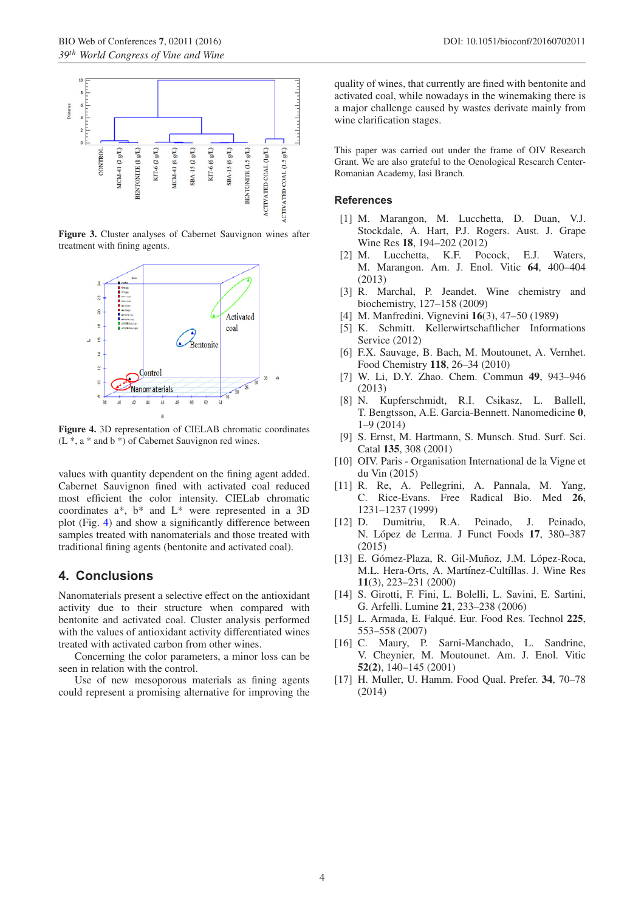Distance

10

8

6

4

2

0

CONTROL

MCM-41 (2 g/L)

BENTONITE (1 g/L)

KIT-6 (2 g/L)

MCM-41 (6 g/L)

SBA-15 (2 g/L)

KIT-6 (6 g/L)

SBA-15 (6 g/L)

BENTONITE (1.5 g/L)

ACTIVATED COAL (1g/L)

ACTIVATED COAL (1.5 g/L)

**Figure 3.** Cluster analyses of Cabernet Sauvignon wines after treatment with fining agents.

Activated coal

Bentonite

Control

Nanomaterials

L

a

b

**Figure 4.** 3D representation of CIELAB chromatic coordinates (L *, a * and b *) of Cabernet Sauvignon red wines.

values with quantity dependent on the fining agent added. Cabernet Sauvignon fined with activated coal reduced most efficient the color intensity. CIELab chromatic coordinates a*, b* and L* were represented in a 3D plot (Fig. 4) and show a significantly difference between samples treated with nanomaterials and those treated with traditional fining agents (bentonite and activated coal).

## 4. Conclusions

Nanomaterials present a selective effect on the antioxidant activity due to their structure when compared with bentonite and activated coal. Cluster analysis performed with the values of antioxidant activity differentiated wines treated with activated carbon from other wines.

Concerning the color parameters, a minor loss can be seen in relation with the control.

Use of new mesoporous materials as fining agents could represent a promising alternative for improving the quality of wines, that currently are fined with bentonite and activated coal, while nowadays in the winemaking there is a major challenge caused by wastes derivate mainly from wine clarification stages.

This paper was carried out under the frame of OIV Research Grant. We are also grateful to the Oenological Research Center-Romanian Academy, Iasi Branch.

## References

[1] M. Marangon, M. Lucchetta, D. Duan, V.J. Stockdale, A. Hart, P.J. Rogers. Aust. J. Grape Wine Res **18**, 194–202 (2012)
[2] M. Lucchetta, K.F. Pocock, E.J. Waters, M. Marangon. Am. J. Enol. Vitic **64**, 400–404 (2013)
[3] R. Marchal, P. Jeandet. Wine chemistry and biochemistry, 127–158 (2009)
[4] M. Manfredini. Vignevini **16**(3), 47–50 (1989)
[5] K. Schmitt. Kellerwirtschaftlicher Informations Service (2012)
[6] F.X. Sauvage, B. Bach, M. Moutounet, A. Vernhet. Food Chemistry **118**, 26–34 (2010)
[7] W. Li, D.Y. Zhao. Chem. Commun **49**, 943–946 (2013)
[8] N. Kupferschmidt, R.I. Csikasz, L. Ballell, T. Bengtsson, A.E. Garcia-Bennett. Nanomedicine **0**, 1–9 (2014)
[9] S. Ernst, M. Hartmann, S. Munsch. Stud. Surf. Sci. Catal **135**, 308 (2001)
[10] OIV. Paris - Organisation International de la Vigne et du Vin (2015)
[11] R. Re, A. Pellegrini, A. Pannala, M. Yang, C. Rice-Evans. Free Radical Bio. Med **26**, 1231–1237 (1999)
[12] D. Dumitriu, R.A. Peinado, J. Peinado, N. López de Lerma. J Funct Foods **17**, 380–387 (2015)
[13] E. Gómez-Plaza, R. Gil-Muñoz, J.M. López-Roca, M.L. Hera-Orts, A. Martínez-Cultíllas. J. Wine Res **11**(3), 223–231 (2000)
[14] S. Girotti, F. Fini, L. Bolelli, L. Savini, E. Sartini, G. Arfelli. Lumine **21**, 233–238 (2006)
[15] L. Armada, E. Falqué. Eur. Food Res. Technol **225**, 553–558 (2007)
[16] C. Maury, P. Sarni-Manchado, L. Sandrine, V. Cheynier, M. Moutounet. Am. J. Enol. Vitic **52(2)**, 140–145 (2001)
[17] H. Muller, U. Hamm. Food Qual. Prefer. **34**, 70–78 (2014)